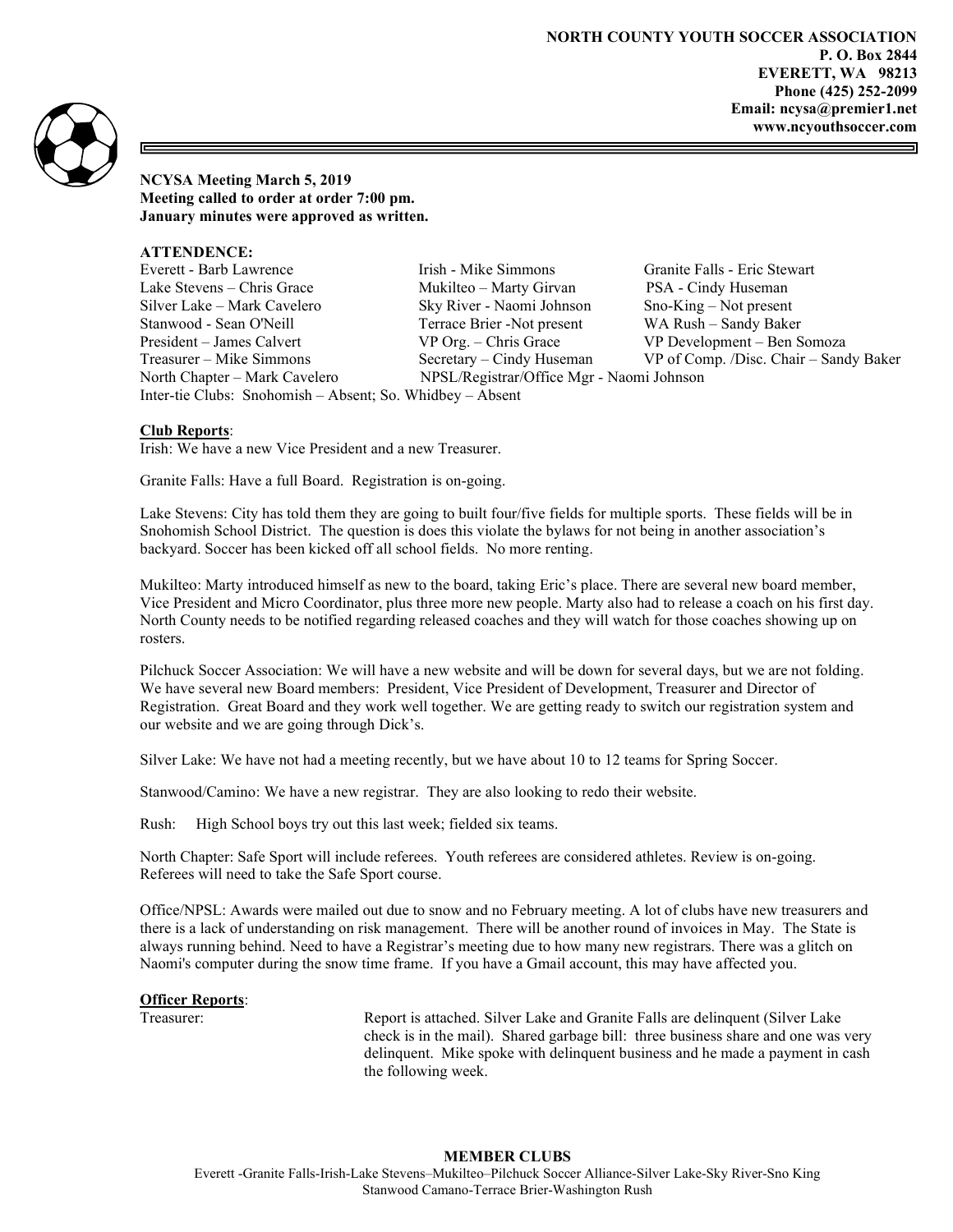NORTH COUNTY YOUTH SOCCER ASSOCIATION
P. O. Box 2844
EVERETT, WA 98213
Phone (425) 252-2099
Email: ncysa@premier1.net
www.ncyouthsoccer.com

**NCYSA Meeting March 5, 2019**
**Meeting called to order at order 7:00 pm.**
**January minutes were approved as written.**

**ATTENDENCE:**

| | | |
|---|---|---|
| Everett - Barb Lawrence | Irish - Mike Simmons | Granite Falls - Eric Stewart |
| Lake Stevens – Chris Grace | Mukilteo – Marty Girvan | PSA - Cindy Huseman |
| Silver Lake – Mark Cavelero | Sky River - Naomi Johnson | Sno-King – Not present |
| Stanwood - Sean O'Neill | Terrace Brier -Not present | WA Rush – Sandy Baker |
| President – James Calvert | VP Org. – Chris Grace | VP Development – Ben Somoza |
| Treasurer – Mike Simmons | Secretary – Cindy Huseman | VP of Comp. /Disc. Chair – Sandy Baker |
| North Chapter – Mark Cavelero | NPSL/Registrar/Office Mgr - Naomi Johnson | |

Inter-tie Clubs: Snohomish – Absent; So. Whidbey – Absent

**Club Reports**:

Irish: We have a new Vice President and a new Treasurer.

Granite Falls: Have a full Board. Registration is on-going.

Lake Stevens: City has told them they are going to built four/five fields for multiple sports. These fields will be in Snohomish School District. The question is does this violate the bylaws for not being in another association's backyard. Soccer has been kicked off all school fields. No more renting.

Mukilteo: Marty introduced himself as new to the board, taking Eric's place. There are several new board member, Vice President and Micro Coordinator, plus three more new people. Marty also had to release a coach on his first day. North County needs to be notified regarding released coaches and they will watch for those coaches showing up on rosters.

Pilchuck Soccer Association: We will have a new website and will be down for several days, but we are not folding. We have several new Board members: President, Vice President of Development, Treasurer and Director of Registration. Great Board and they work well together. We are getting ready to switch our registration system and our website and we are going through Dick's.

Silver Lake: We have not had a meeting recently, but we have about 10 to 12 teams for Spring Soccer.

Stanwood/Camino: We have a new registrar. They are also looking to redo their website.

Rush: High School boys try out this last week; fielded six teams.

North Chapter: Safe Sport will include referees. Youth referees are considered athletes. Review is on-going. Referees will need to take the Safe Sport course.

Office/NPSL: Awards were mailed out due to snow and no February meeting. A lot of clubs have new treasurers and there is a lack of understanding on risk management. There will be another round of invoices in May. The State is always running behind. Need to have a Registrar's meeting due to how many new registrars. There was a glitch on Naomi's computer during the snow time frame. If you have a Gmail account, this may have affected you.

**Officer Reports**:

Treasurer: Report is attached. Silver Lake and Granite Falls are delinquent (Silver Lake check is in the mail). Shared garbage bill: three business share and one was very delinquent. Mike spoke with delinquent business and he made a payment in cash the following week.

**MEMBER CLUBS**

Everett -Granite Falls-Irish-Lake Stevens–Mukilteo–Pilchuck Soccer Alliance-Silver Lake-Sky River-Sno King Stanwood Camano-Terrace Brier-Washington Rush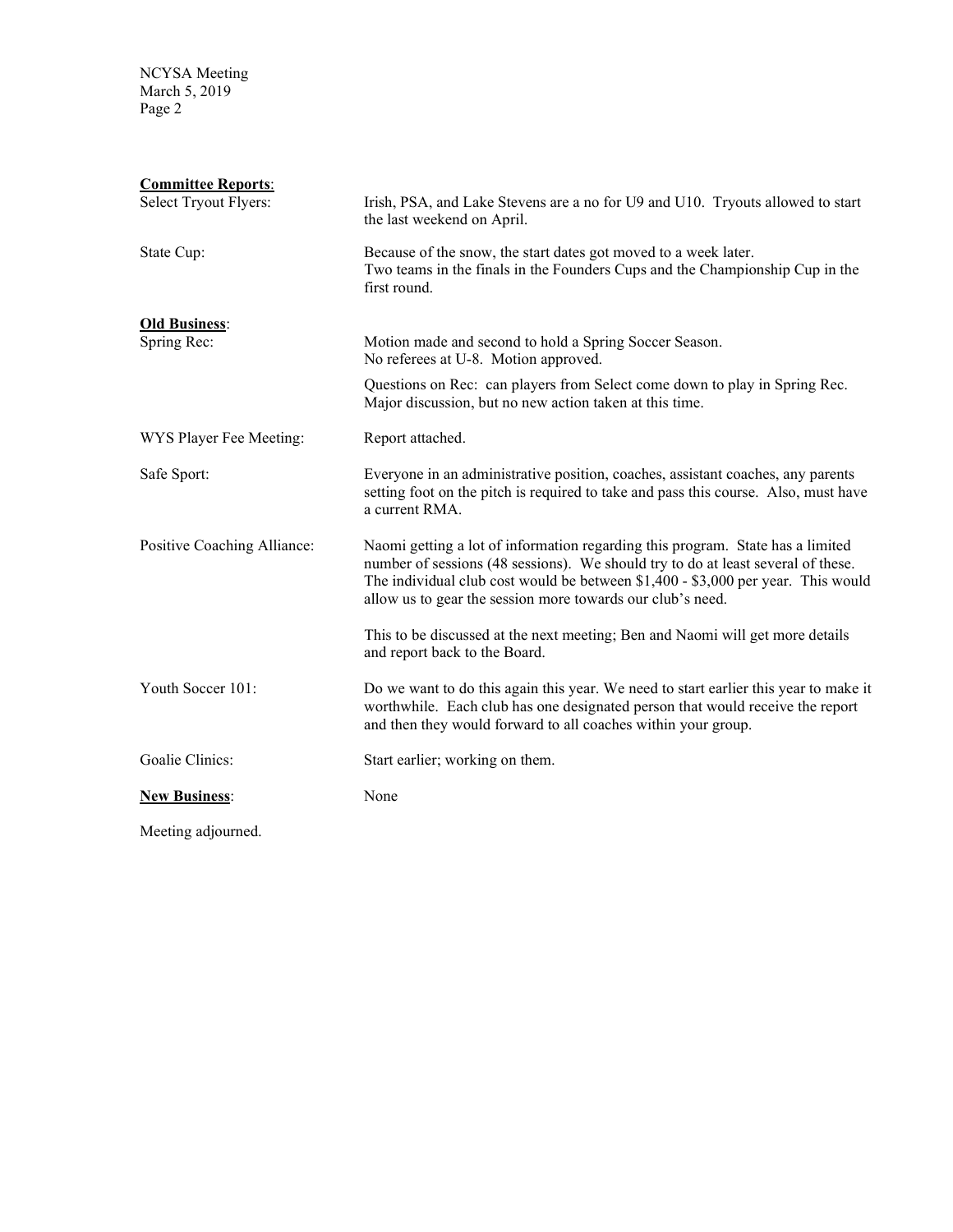**Committee Reports**:

Select Tryout Flyers: Irish, PSA, and Lake Stevens are a no for U9 and U10. Tryouts allowed to start the last weekend on April.

State Cup: Because of the snow, the start dates got moved to a week later.
Two teams in the finals in the Founders Cups and the Championship Cup in the first round.

**Old Business**:

Spring Rec: Motion made and second to hold a Spring Soccer Season.
No referees at U-8. Motion approved.

Questions on Rec: can players from Select come down to play in Spring Rec. Major discussion, but no new action taken at this time.

WYS Player Fee Meeting: Report attached.

Safe Sport: Everyone in an administrative position, coaches, assistant coaches, any parents setting foot on the pitch is required to take and pass this course. Also, must have a current RMA.

Positive Coaching Alliance: Naomi getting a lot of information regarding this program. State has a limited number of sessions (48 sessions). We should try to do at least several of these. The individual club cost would be between $1,400 - $3,000 per year. This would allow us to gear the session more towards our club's need.

This to be discussed at the next meeting; Ben and Naomi will get more details and report back to the Board.

Youth Soccer 101: Do we want to do this again this year. We need to start earlier this year to make it worthwhile. Each club has one designated person that would receive the report and then they would forward to all coaches within your group.

Goalie Clinics: Start earlier; working on them.

**New Business**: None

Meeting adjourned.